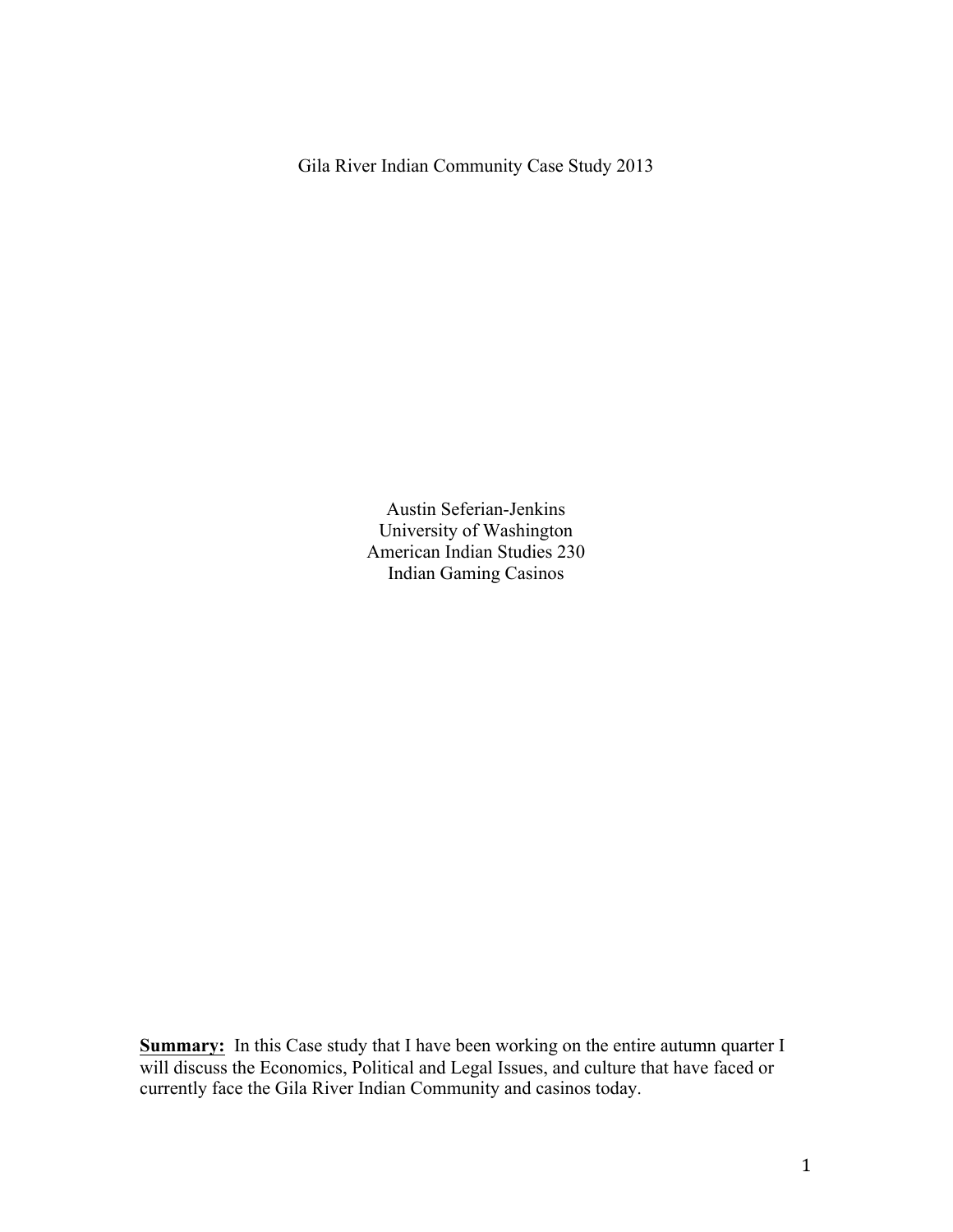# Gila River Indian Community Case Study 2013

Austin Seferian-Jenkins
University of Washington
American Indian Studies 230
Indian Gaming Casinos

**Summary:** In this Case study that I have been working on the entire autumn quarter I will discuss the Economics, Political and Legal Issues, and culture that have faced or currently face the Gila River Indian Community and casinos today.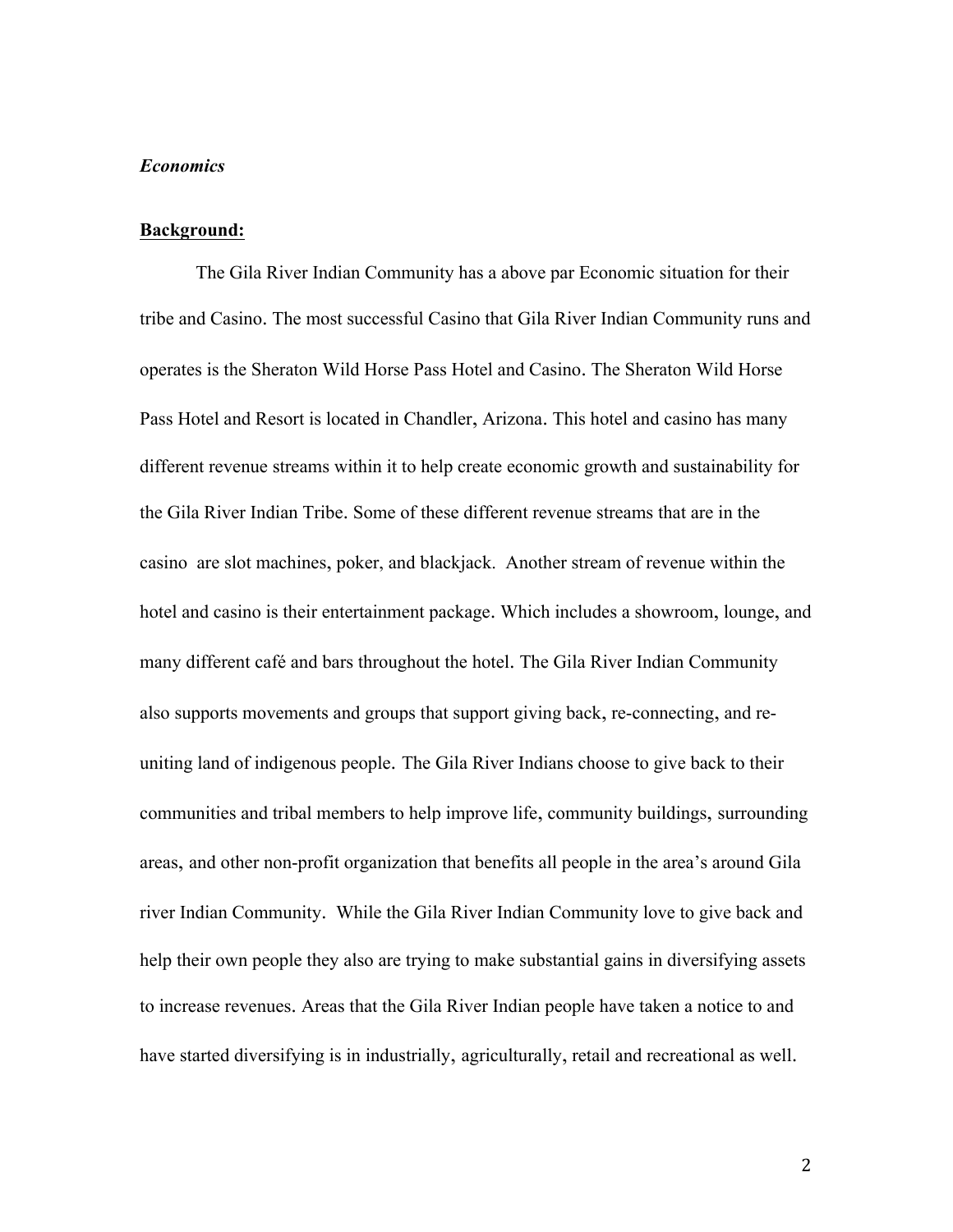*Economics*

**<u>Background:</u>**

The Gila River Indian Community has a above par Economic situation for their tribe and Casino. The most successful Casino that Gila River Indian Community runs and operates is the Sheraton Wild Horse Pass Hotel and Casino. The Sheraton Wild Horse Pass Hotel and Resort is located in Chandler, Arizona. This hotel and casino has many different revenue streams within it to help create economic growth and sustainability for the Gila River Indian Tribe. Some of these different revenue streams that are in the casino are slot machines, poker, and blackjack. Another stream of revenue within the hotel and casino is their entertainment package. Which includes a showroom, lounge, and many different café and bars throughout the hotel. The Gila River Indian Community also supports movements and groups that support giving back, re-connecting, and re-uniting land of indigenous people. The Gila River Indians choose to give back to their communities and tribal members to help improve life, community buildings, surrounding areas, and other non-profit organization that benefits all people in the area's around Gila river Indian Community. While the Gila River Indian Community love to give back and help their own people they also are trying to make substantial gains in diversifying assets to increase revenues. Areas that the Gila River Indian people have taken a notice to and have started diversifying is in industrially, agriculturally, retail and recreational as well.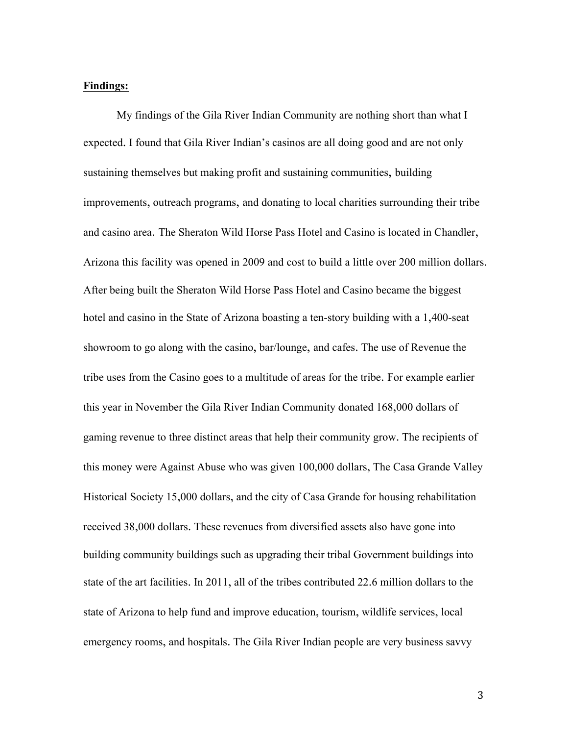**Findings:**

My findings of the Gila River Indian Community are nothing short than what I expected. I found that Gila River Indian's casinos are all doing good and are not only sustaining themselves but making profit and sustaining communities, building improvements, outreach programs, and donating to local charities surrounding their tribe and casino area. The Sheraton Wild Horse Pass Hotel and Casino is located in Chandler, Arizona this facility was opened in 2009 and cost to build a little over 200 million dollars. After being built the Sheraton Wild Horse Pass Hotel and Casino became the biggest hotel and casino in the State of Arizona boasting a ten-story building with a 1,400-seat showroom to go along with the casino, bar/lounge, and cafes. The use of Revenue the tribe uses from the Casino goes to a multitude of areas for the tribe. For example earlier this year in November the Gila River Indian Community donated 168,000 dollars of gaming revenue to three distinct areas that help their community grow. The recipients of this money were Against Abuse who was given 100,000 dollars, The Casa Grande Valley Historical Society 15,000 dollars, and the city of Casa Grande for housing rehabilitation received 38,000 dollars. These revenues from diversified assets also have gone into building community buildings such as upgrading their tribal Government buildings into state of the art facilities. In 2011, all of the tribes contributed 22.6 million dollars to the state of Arizona to help fund and improve education, tourism, wildlife services, local emergency rooms, and hospitals. The Gila River Indian people are very business savvy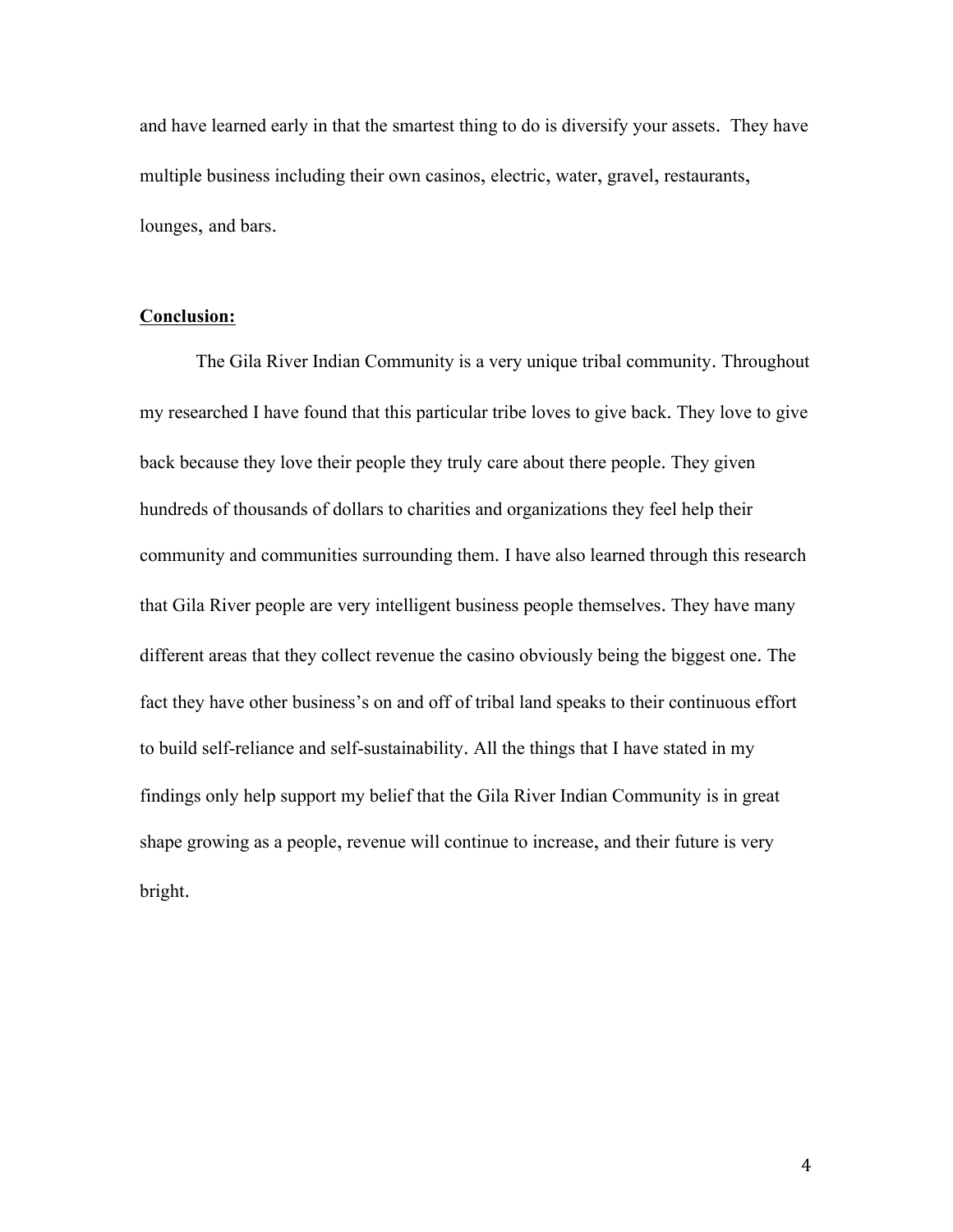and have learned early in that the smartest thing to do is diversify your assets. They have multiple business including their own casinos, electric, water, gravel, restaurants, lounges, and bars.

**Conclusion:**

The Gila River Indian Community is a very unique tribal community. Throughout my researched I have found that this particular tribe loves to give back. They love to give back because they love their people they truly care about there people. They given hundreds of thousands of dollars to charities and organizations they feel help their community and communities surrounding them. I have also learned through this research that Gila River people are very intelligent business people themselves. They have many different areas that they collect revenue the casino obviously being the biggest one. The fact they have other business's on and off of tribal land speaks to their continuous effort to build self-reliance and self-sustainability. All the things that I have stated in my findings only help support my belief that the Gila River Indian Community is in great shape growing as a people, revenue will continue to increase, and their future is very bright.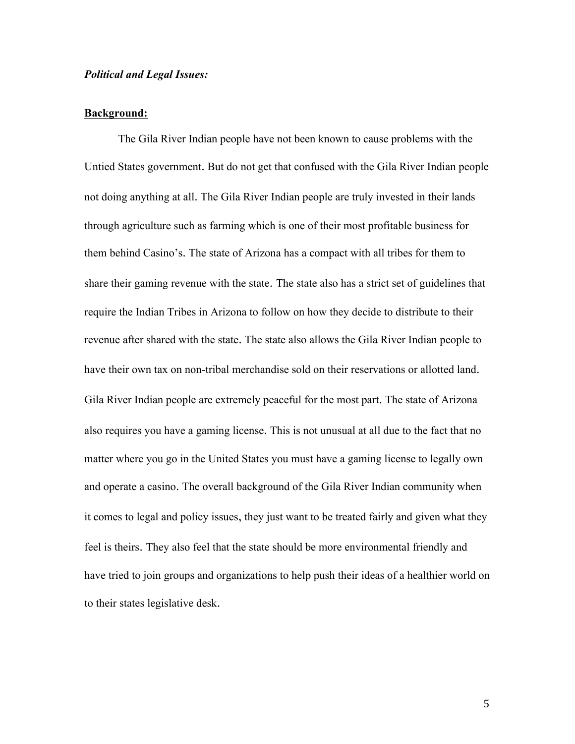***Political and Legal Issues:***

**Background:**

The Gila River Indian people have not been known to cause problems with the Untied States government. But do not get that confused with the Gila River Indian people not doing anything at all. The Gila River Indian people are truly invested in their lands through agriculture such as farming which is one of their most profitable business for them behind Casino's. The state of Arizona has a compact with all tribes for them to share their gaming revenue with the state. The state also has a strict set of guidelines that require the Indian Tribes in Arizona to follow on how they decide to distribute to their revenue after shared with the state. The state also allows the Gila River Indian people to have their own tax on non-tribal merchandise sold on their reservations or allotted land. Gila River Indian people are extremely peaceful for the most part. The state of Arizona also requires you have a gaming license. This is not unusual at all due to the fact that no matter where you go in the United States you must have a gaming license to legally own and operate a casino. The overall background of the Gila River Indian community when it comes to legal and policy issues, they just want to be treated fairly and given what they feel is theirs. They also feel that the state should be more environmental friendly and have tried to join groups and organizations to help push their ideas of a healthier world on to their states legislative desk.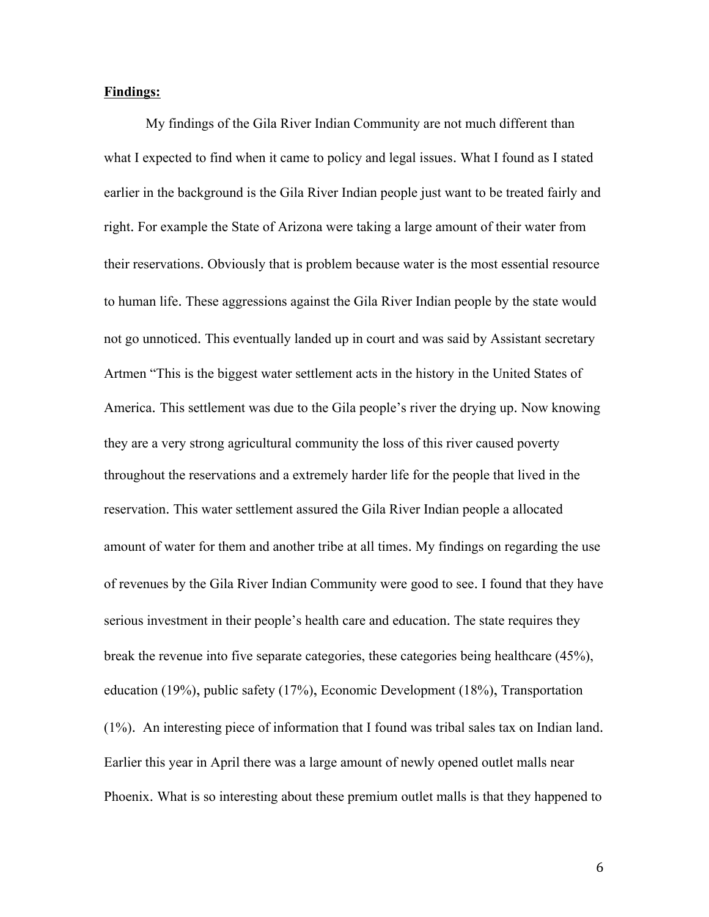**Findings:**

My findings of the Gila River Indian Community are not much different than what I expected to find when it came to policy and legal issues. What I found as I stated earlier in the background is the Gila River Indian people just want to be treated fairly and right. For example the State of Arizona were taking a large amount of their water from their reservations. Obviously that is problem because water is the most essential resource to human life. These aggressions against the Gila River Indian people by the state would not go unnoticed. This eventually landed up in court and was said by Assistant secretary Artmen "This is the biggest water settlement acts in the history in the United States of America. This settlement was due to the Gila people's river the drying up. Now knowing they are a very strong agricultural community the loss of this river caused poverty throughout the reservations and a extremely harder life for the people that lived in the reservation. This water settlement assured the Gila River Indian people a allocated amount of water for them and another tribe at all times. My findings on regarding the use of revenues by the Gila River Indian Community were good to see. I found that they have serious investment in their people's health care and education. The state requires they break the revenue into five separate categories, these categories being healthcare (45%), education (19%), public safety (17%), Economic Development (18%), Transportation (1%). An interesting piece of information that I found was tribal sales tax on Indian land. Earlier this year in April there was a large amount of newly opened outlet malls near Phoenix. What is so interesting about these premium outlet malls is that they happened to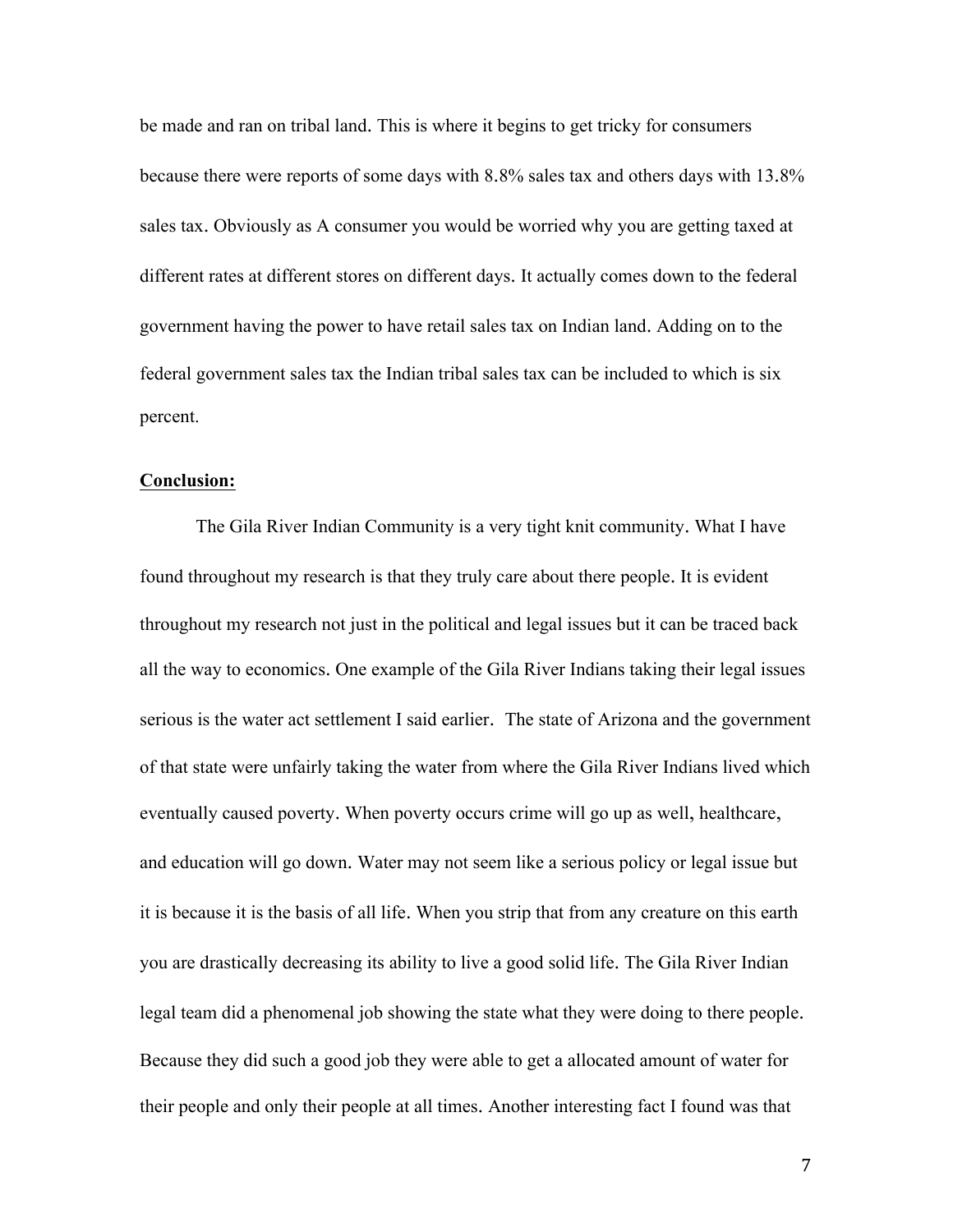be made and ran on tribal land. This is where it begins to get tricky for consumers because there were reports of some days with 8.8% sales tax and others days with 13.8% sales tax. Obviously as A consumer you would be worried why you are getting taxed at different rates at different stores on different days. It actually comes down to the federal government having the power to have retail sales tax on Indian land. Adding on to the federal government sales tax the Indian tribal sales tax can be included to which is six percent.

**Conclusion:**

The Gila River Indian Community is a very tight knit community. What I have found throughout my research is that they truly care about there people. It is evident throughout my research not just in the political and legal issues but it can be traced back all the way to economics. One example of the Gila River Indians taking their legal issues serious is the water act settlement I said earlier. The state of Arizona and the government of that state were unfairly taking the water from where the Gila River Indians lived which eventually caused poverty. When poverty occurs crime will go up as well, healthcare, and education will go down. Water may not seem like a serious policy or legal issue but it is because it is the basis of all life. When you strip that from any creature on this earth you are drastically decreasing its ability to live a good solid life. The Gila River Indian legal team did a phenomenal job showing the state what they were doing to there people. Because they did such a good job they were able to get a allocated amount of water for their people and only their people at all times. Another interesting fact I found was that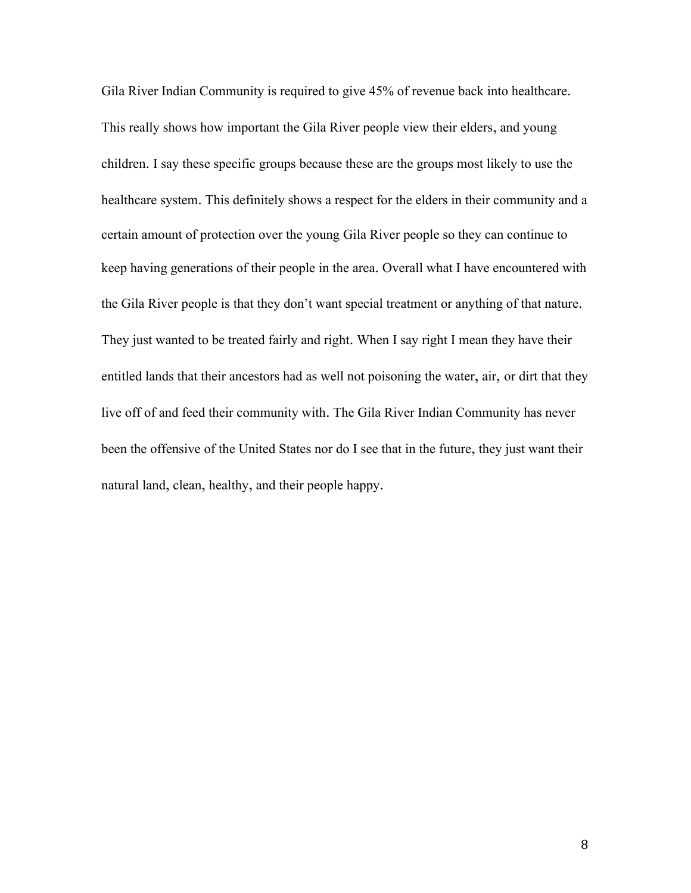Gila River Indian Community is required to give 45% of revenue back into healthcare. This really shows how important the Gila River people view their elders, and young children. I say these specific groups because these are the groups most likely to use the healthcare system. This definitely shows a respect for the elders in their community and a certain amount of protection over the young Gila River people so they can continue to keep having generations of their people in the area. Overall what I have encountered with the Gila River people is that they don't want special treatment or anything of that nature. They just wanted to be treated fairly and right. When I say right I mean they have their entitled lands that their ancestors had as well not poisoning the water, air, or dirt that they live off of and feed their community with. The Gila River Indian Community has never been the offensive of the United States nor do I see that in the future, they just want their natural land, clean, healthy, and their people happy.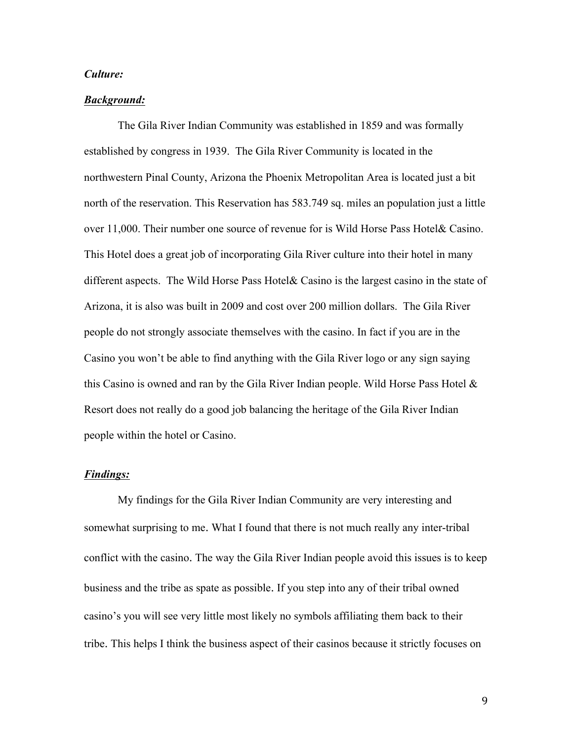***Culture:***

***Background:***

The Gila River Indian Community was established in 1859 and was formally established by congress in 1939. The Gila River Community is located in the northwestern Pinal County, Arizona the Phoenix Metropolitan Area is located just a bit north of the reservation. This Reservation has 583.749 sq. miles an population just a little over 11,000. Their number one source of revenue for is Wild Horse Pass Hotel& Casino. This Hotel does a great job of incorporating Gila River culture into their hotel in many different aspects. The Wild Horse Pass Hotel& Casino is the largest casino in the state of Arizona, it is also was built in 2009 and cost over 200 million dollars. The Gila River people do not strongly associate themselves with the casino. In fact if you are in the Casino you won't be able to find anything with the Gila River logo or any sign saying this Casino is owned and ran by the Gila River Indian people. Wild Horse Pass Hotel & Resort does not really do a good job balancing the heritage of the Gila River Indian people within the hotel or Casino.

***Findings:***

My findings for the Gila River Indian Community are very interesting and somewhat surprising to me. What I found that there is not much really any inter-tribal conflict with the casino. The way the Gila River Indian people avoid this issues is to keep business and the tribe as spate as possible. If you step into any of their tribal owned casino's you will see very little most likely no symbols affiliating them back to their tribe. This helps I think the business aspect of their casinos because it strictly focuses on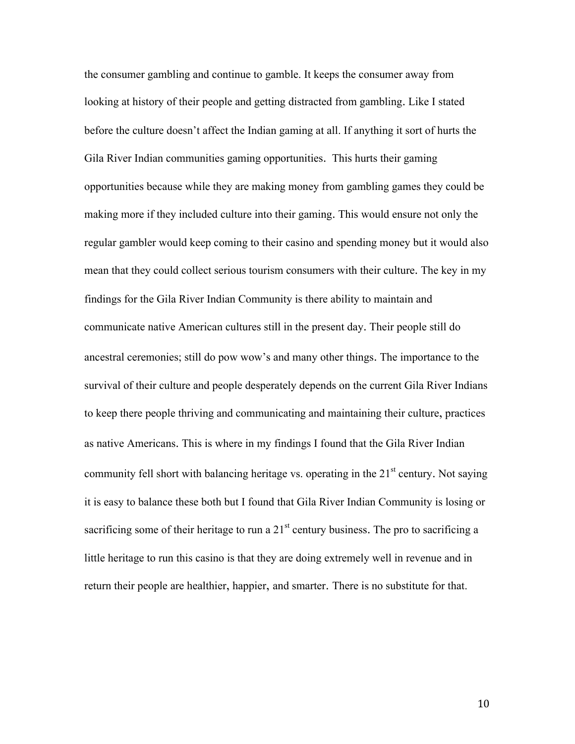the consumer gambling and continue to gamble. It keeps the consumer away from looking at history of their people and getting distracted from gambling. Like I stated before the culture doesn't affect the Indian gaming at all. If anything it sort of hurts the Gila River Indian communities gaming opportunities. This hurts their gaming opportunities because while they are making money from gambling games they could be making more if they included culture into their gaming. This would ensure not only the regular gambler would keep coming to their casino and spending money but it would also mean that they could collect serious tourism consumers with their culture. The key in my findings for the Gila River Indian Community is there ability to maintain and communicate native American cultures still in the present day. Their people still do ancestral ceremonies; still do pow wow's and many other things. The importance to the survival of their culture and people desperately depends on the current Gila River Indians to keep there people thriving and communicating and maintaining their culture, practices as native Americans. This is where in my findings I found that the Gila River Indian community fell short with balancing heritage vs. operating in the 21st century. Not saying it is easy to balance these both but I found that Gila River Indian Community is losing or sacrificing some of their heritage to run a 21st century business. The pro to sacrificing a little heritage to run this casino is that they are doing extremely well in revenue and in return their people are healthier, happier, and smarter. There is no substitute for that.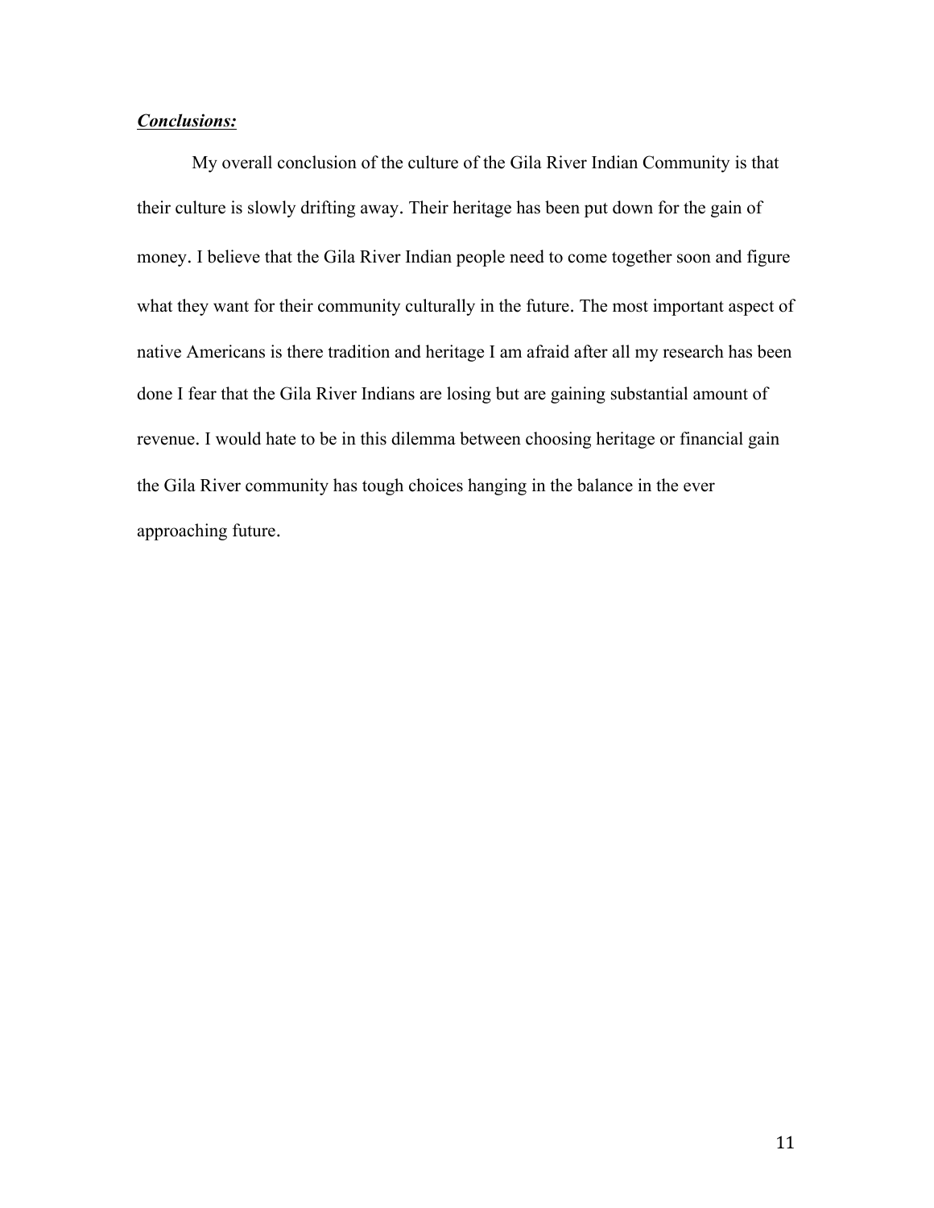***Conclusions:***

My overall conclusion of the culture of the Gila River Indian Community is that their culture is slowly drifting away. Their heritage has been put down for the gain of money. I believe that the Gila River Indian people need to come together soon and figure what they want for their community culturally in the future. The most important aspect of native Americans is there tradition and heritage I am afraid after all my research has been done I fear that the Gila River Indians are losing but are gaining substantial amount of revenue. I would hate to be in this dilemma between choosing heritage or financial gain the Gila River community has tough choices hanging in the balance in the ever approaching future.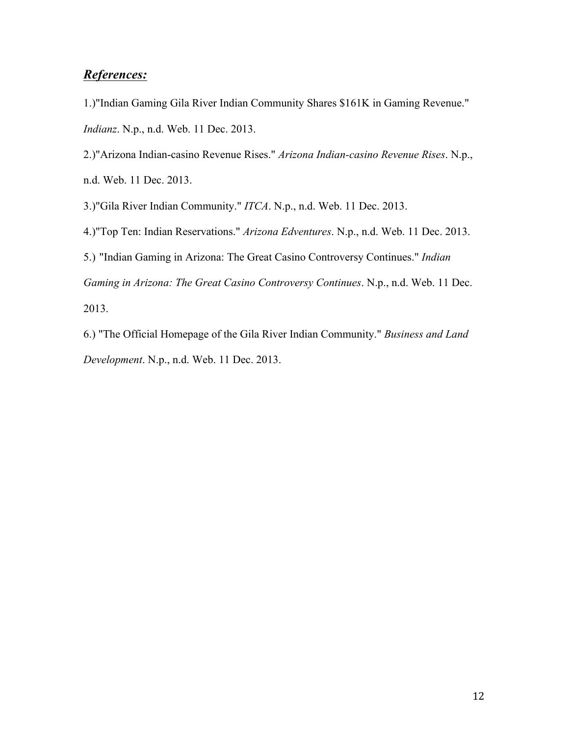## ***References:***

1.)"Indian Gaming Gila River Indian Community Shares $161K in Gaming Revenue." *Indianz*. N.p., n.d. Web. 11 Dec. 2013.

2.)"Arizona Indian-casino Revenue Rises." *Arizona Indian-casino Revenue Rises*. N.p., n.d. Web. 11 Dec. 2013.

3.)"Gila River Indian Community." *ITCA*. N.p., n.d. Web. 11 Dec. 2013.

4.)"Top Ten: Indian Reservations." *Arizona Edventures*. N.p., n.d. Web. 11 Dec. 2013.

5.) "Indian Gaming in Arizona: The Great Casino Controversy Continues." *Indian Gaming in Arizona: The Great Casino Controversy Continues*. N.p., n.d. Web. 11 Dec. 2013.

6.) "The Official Homepage of the Gila River Indian Community." *Business and Land Development*. N.p., n.d. Web. 11 Dec. 2013.